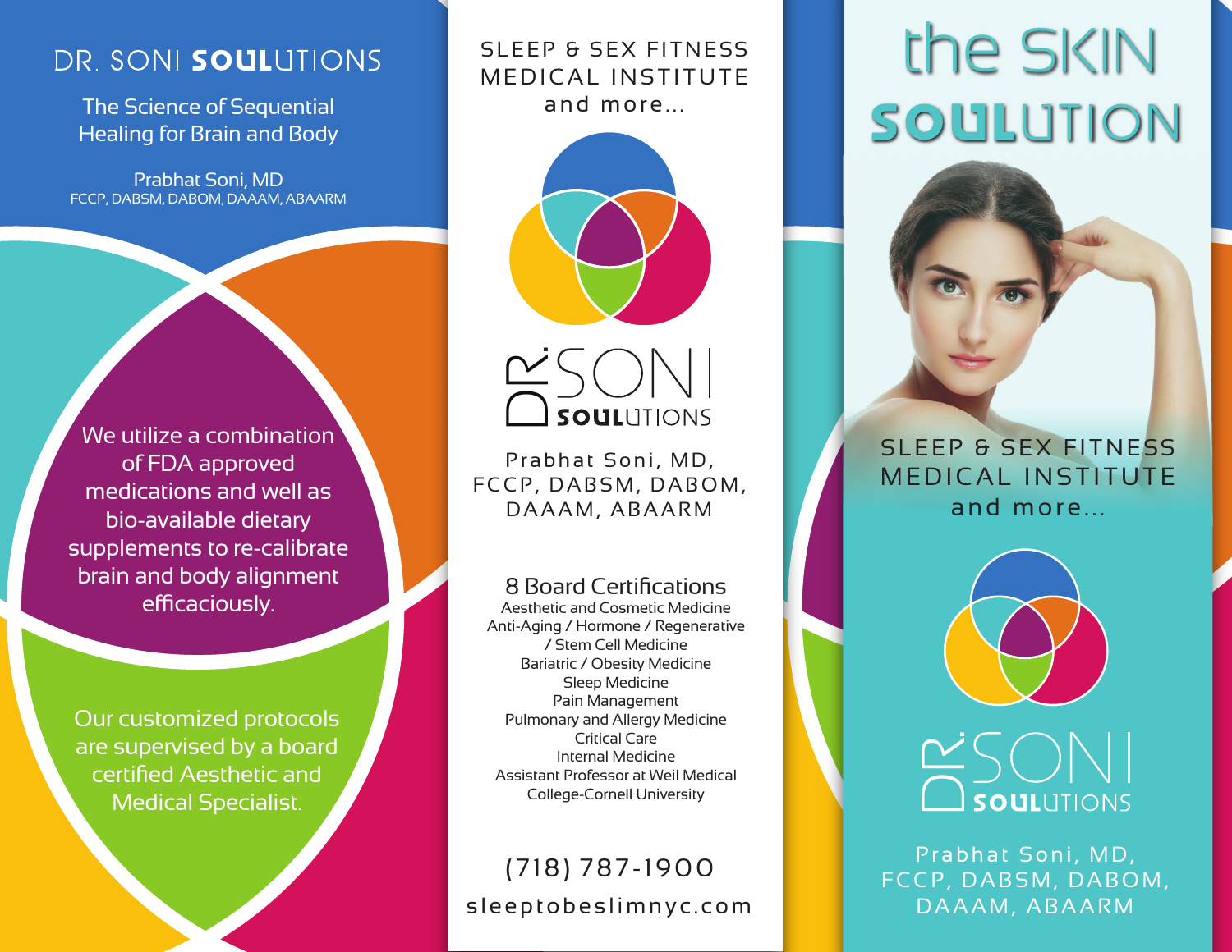# DR. SONI SOULUTIONS

The Science of Sequential Healing for Brain and Body

Prabhat Soni, MD
FCCP, DABSM, DABOM, DAAAM, ABAARM

We utilize a combination of FDA approved medications and well as bio-available dietary supplements to re-calibrate brain and body alignment efficaciously.

Our customized protocols are supervised by a board certified Aesthetic and Medical Specialist.

## SLEEP & SEX FITNESS MEDICAL INSTITUTE and more...

DR. SONI SOULUTIONS

Prabhat Soni, MD, FCCP, DABSM, DABOM, DAAAM, ABAARM

### 8 Board Certifications

Aesthetic and Cosmetic Medicine
Anti-Aging / Hormone / Regenerative / Stem Cell Medicine
Bariatric / Obesity Medicine
Sleep Medicine
Pain Management
Pulmonary and Allergy Medicine
Critical Care
Internal Medicine
Assistant Professor at Weil Medical College-Cornell University

(718) 787-1900

sleeptobeslimnyc.com

# the SKIN SOULUTION

SLEEP & SEX FITNESS MEDICAL INSTITUTE and more...

DR. SONI SOULUTIONS

Prabhat Soni, MD, FCCP, DABSM, DABOM, DAAAM, ABAARM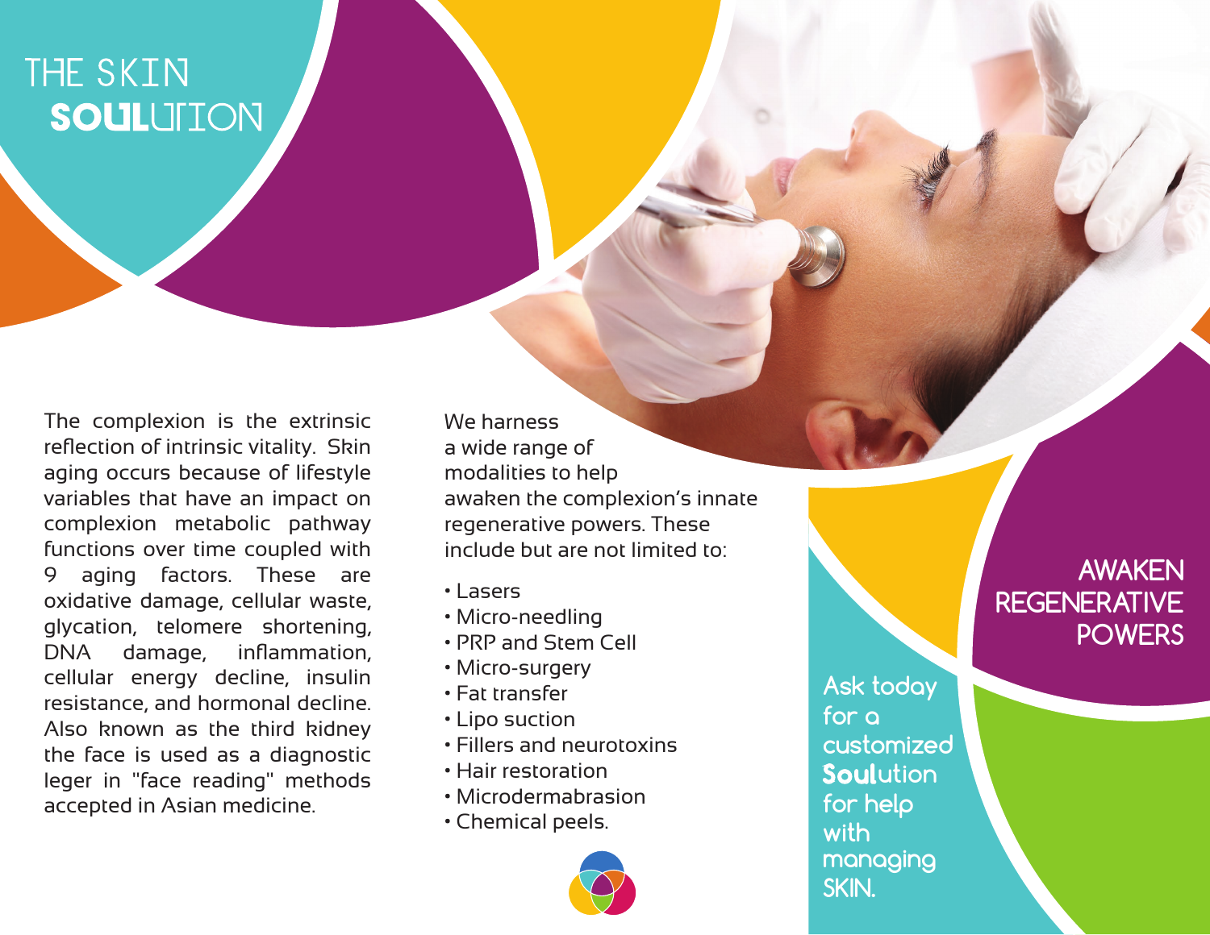# THE SKIN **SOUL**UTION

The complexion is the extrinsic reflection of intrinsic vitality. Skin aging occurs because of lifestyle variables that have an impact on complexion metabolic pathway functions over time coupled with 9 aging factors. These are oxidative damage, cellular waste, glycation, telomere shortening, DNA damage, inflammation, cellular energy decline, insulin resistance, and hormonal decline. Also known as the third kidney the face is used as a diagnostic leger in "face reading" methods accepted in Asian medicine.

We harness a wide range of modalities to help awaken the complexion's innate regenerative powers. These include but are not limited to:

- Lasers
- Micro-needling
- PRP and Stem Cell
- Micro-surgery
- Fat transfer
- Lipo suction
- Fillers and neurotoxins
- Hair restoration
- Microdermabrasion
- Chemical peels.

## AWAKEN REGENERATIVE POWERS

Ask today for a customized **Soul**ution for help with managing SKIN.